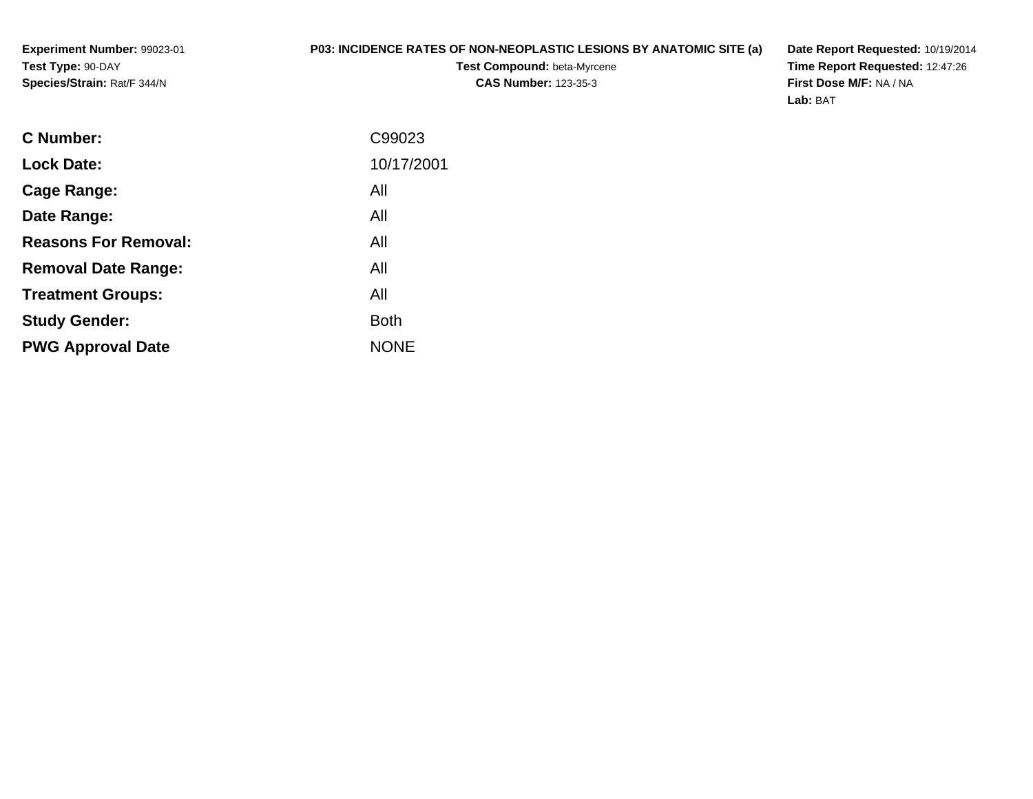**Experiment Number:** 99023-01
**Test Type:** 90-DAY
**Species/Strain:** Rat/F 344/N

**P03: INCIDENCE RATES OF NON-NEOPLASTIC LESIONS BY ANATOMIC SITE (a)**
**Test Compound:** beta-Myrcene
**CAS Number:** 123-35-3

**Date Report Requested:** 10/19/2014
**Time Report Requested:** 12:47:26
**First Dose M/F:** NA / NA
**Lab:** BAT

| | |
|---|---|
| **C Number:** | C99023 |
| **Lock Date:** | 10/17/2001 |
| **Cage Range:** | All |
| **Date Range:** | All |
| **Reasons For Removal:** | All |
| **Removal Date Range:** | All |
| **Treatment Groups:** | All |
| **Study Gender:** | Both |
| **PWG Approval Date** | NONE |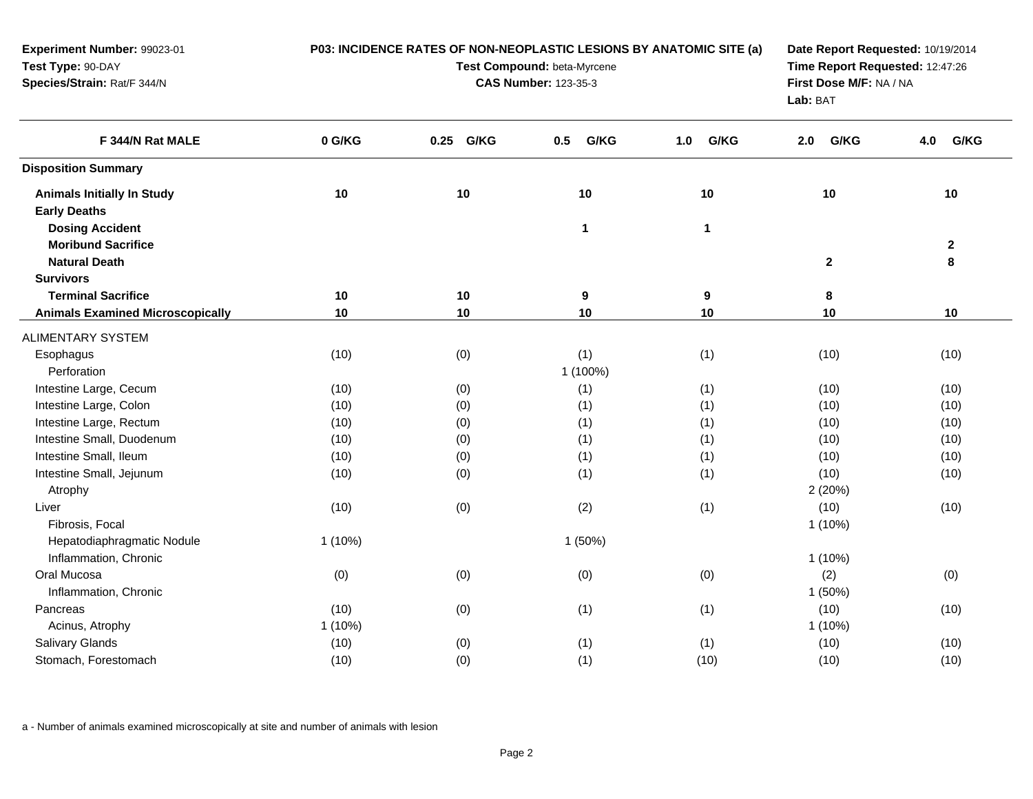**Experiment Number:** 99023-01
**Test Type:** 90-DAY
**Species/Strain:** Rat/F 344/N

**P03: INCIDENCE RATES OF NON-NEOPLASTIC LESIONS BY ANATOMIC SITE (a)**
**Test Compound:** beta-Myrcene
**CAS Number:** 123-35-3

**Date Report Requested:** 10/19/2014
**Time Report Requested:** 12:47:26
**First Dose M/F:** NA / NA
**Lab:** BAT

| F 344/N Rat MALE | 0 G/KG | 0.25 G/KG | 0.5 G/KG | 1.0 G/KG | 2.0 G/KG | 4.0 G/KG |
|---|---|---|---|---|---|---|
| **Disposition Summary** | | | | | | |
| **Animals Initially In Study** | 10 | 10 | 10 | 10 | 10 | 10 |
| **Early Deaths** | | | | | | |
| **Dosing Accident** | | | 1 | 1 | | |
| **Moribund Sacrifice** | | | | | | 2 |
| **Natural Death** | | | | | 2 | 8 |
| **Survivors** | | | | | | |
| **Terminal Sacrifice** | 10 | 10 | 9 | 9 | 8 | |
| **Animals Examined Microscopically** | 10 | 10 | 10 | 10 | 10 | 10 |
| ALIMENTARY SYSTEM | | | | | | |
| Esophagus | (10) | (0) | (1) | (1) | (10) | (10) |
| Perforation | | | 1 (100%) | | | |
| Intestine Large, Cecum | (10) | (0) | (1) | (1) | (10) | (10) |
| Intestine Large, Colon | (10) | (0) | (1) | (1) | (10) | (10) |
| Intestine Large, Rectum | (10) | (0) | (1) | (1) | (10) | (10) |
| Intestine Small, Duodenum | (10) | (0) | (1) | (1) | (10) | (10) |
| Intestine Small, Ileum | (10) | (0) | (1) | (1) | (10) | (10) |
| Intestine Small, Jejunum | (10) | (0) | (1) | (1) | (10) | (10) |
| Atrophy | | | | | 2 (20%) | |
| Liver | (10) | (0) | (2) | (1) | (10) | (10) |
| Fibrosis, Focal | | | | | 1 (10%) | |
| Hepatodiaphragmatic Nodule | 1 (10%) | | 1 (50%) | | | |
| Inflammation, Chronic | | | | | 1 (10%) | |
| Oral Mucosa | (0) | (0) | (0) | (0) | (2) | (0) |
| Inflammation, Chronic | | | | | 1 (50%) | |
| Pancreas | (10) | (0) | (1) | (1) | (10) | (10) |
| Acinus, Atrophy | 1 (10%) | | | | 1 (10%) | |
| Salivary Glands | (10) | (0) | (1) | (1) | (10) | (10) |
| Stomach, Forestomach | (10) | (0) | (1) | (10) | (10) | (10) |

a - Number of animals examined microscopically at site and number of animals with lesion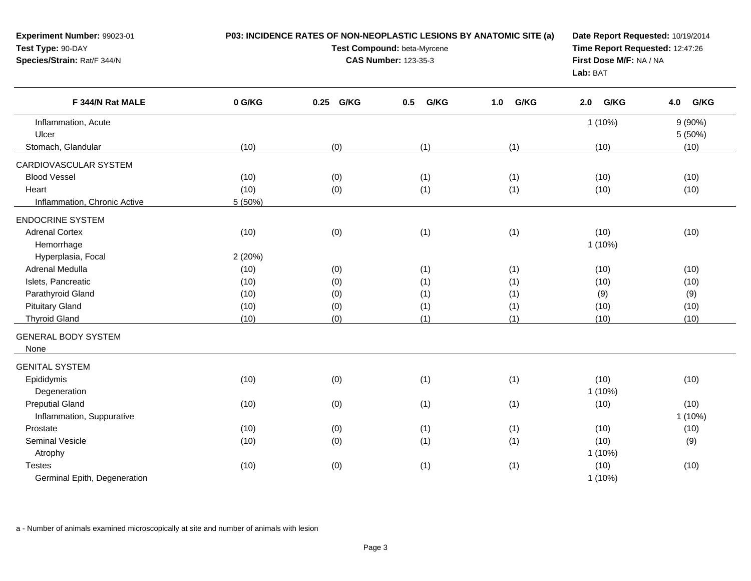**Experiment Number:** 99023-01
**Test Type:** 90-DAY
**Species/Strain:** Rat/F 344/N

**P03: INCIDENCE RATES OF NON-NEOPLASTIC LESIONS BY ANATOMIC SITE (a)**
**Test Compound:** beta-Myrcene
**CAS Number:** 123-35-3

**Date Report Requested:** 10/19/2014
**Time Report Requested:** 12:47:26
**First Dose M/F:** NA / NA
**Lab:** BAT

| F 344/N Rat MALE | 0 G/KG | 0.25 G/KG | 0.5 G/KG | 1.0 G/KG | 2.0 G/KG | 4.0 G/KG |
|---|---|---|---|---|---|---|
| Inflammation, Acute | | | | | 1 (10%) | 9 (90%) |
| Ulcer | | | | | | 5 (50%) |
| Stomach, Glandular | (10) | (0) | (1) | (1) | (10) | (10) |
| CARDIOVASCULAR SYSTEM | | | | | | |
| Blood Vessel | (10) | (0) | (1) | (1) | (10) | (10) |
| Heart | (10) | (0) | (1) | (1) | (10) | (10) |
| Inflammation, Chronic Active | 5 (50%) | | | | | |
| ENDOCRINE SYSTEM | | | | | | |
| Adrenal Cortex | (10) | (0) | (1) | (1) | (10) | (10) |
| Hemorrhage | | | | | 1 (10%) | |
| Hyperplasia, Focal | 2 (20%) | | | | | |
| Adrenal Medulla | (10) | (0) | (1) | (1) | (10) | (10) |
| Islets, Pancreatic | (10) | (0) | (1) | (1) | (10) | (10) |
| Parathyroid Gland | (10) | (0) | (1) | (1) | (9) | (9) |
| Pituitary Gland | (10) | (0) | (1) | (1) | (10) | (10) |
| Thyroid Gland | (10) | (0) | (1) | (1) | (10) | (10) |
| GENERAL BODY SYSTEM | | | | | | |
| None | | | | | | |
| GENITAL SYSTEM | | | | | | |
| Epididymis | (10) | (0) | (1) | (1) | (10) | (10) |
| Degeneration | | | | | 1 (10%) | |
| Preputial Gland | (10) | (0) | (1) | (1) | (10) | (10) |
| Inflammation, Suppurative | | | | | | 1 (10%) |
| Prostate | (10) | (0) | (1) | (1) | (10) | (10) |
| Seminal Vesicle | (10) | (0) | (1) | (1) | (10) | (9) |
| Atrophy | | | | | 1 (10%) | |
| Testes | (10) | (0) | (1) | (1) | (10) | (10) |
| Germinal Epith, Degeneration | | | | | 1 (10%) | |

a - Number of animals examined microscopically at site and number of animals with lesion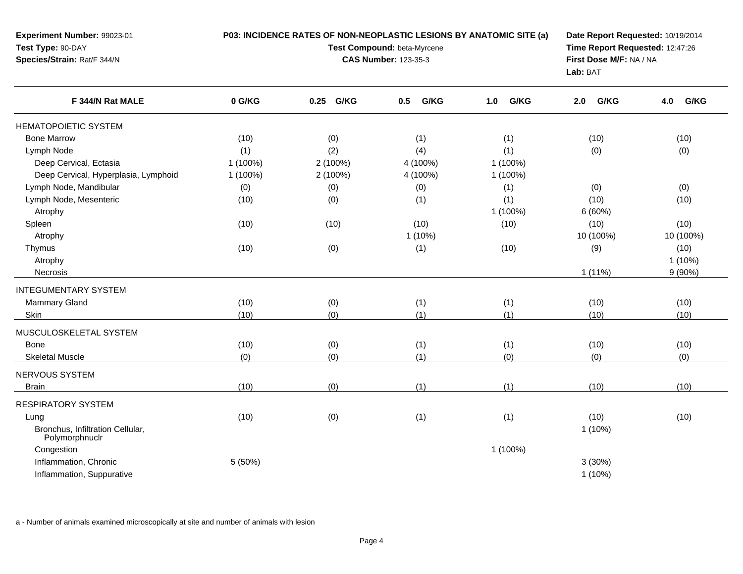**Experiment Number:** 99023-01
**Test Type:** 90-DAY
**Species/Strain:** Rat/F 344/N

**P03: INCIDENCE RATES OF NON-NEOPLASTIC LESIONS BY ANATOMIC SITE (a)**
**Test Compound:** beta-Myrcene
**CAS Number:** 123-35-3

**Date Report Requested:** 10/19/2014
**Time Report Requested:** 12:47:26
**First Dose M/F:** NA / NA
**Lab:** BAT

| F 344/N Rat MALE | 0 G/KG | 0.25 G/KG | 0.5 G/KG | 1.0 G/KG | 2.0 G/KG | 4.0 G/KG |
|---|---|---|---|---|---|---|
| HEMATOPOIETIC SYSTEM | | | | | | |
| Bone Marrow | (10) | (0) | (1) | (1) | (10) | (10) |
| Lymph Node | (1) | (2) | (4) | (1) | (0) | (0) |
| Deep Cervical, Ectasia | 1 (100%) | 2 (100%) | 4 (100%) | 1 (100%) | | |
| Deep Cervical, Hyperplasia, Lymphoid | 1 (100%) | 2 (100%) | 4 (100%) | 1 (100%) | | |
| Lymph Node, Mandibular | (0) | (0) | (0) | (1) | (0) | (0) |
| Lymph Node, Mesenteric | (10) | (0) | (1) | (1) | (10) | (10) |
| Atrophy | | | | 1 (100%) | 6 (60%) | |
| Spleen | (10) | (10) | (10) | (10) | (10) | (10) |
| Atrophy | | | 1 (10%) | | 10 (100%) | 10 (100%) |
| Thymus | (10) | (0) | (1) | (10) | (9) | (10) |
| Atrophy | | | | | | 1 (10%) |
| Necrosis | | | | | 1 (11%) | 9 (90%) |
| INTEGUMENTARY SYSTEM | | | | | | |
| Mammary Gland | (10) | (0) | (1) | (1) | (10) | (10) |
| Skin | (10) | (0) | (1) | (1) | (10) | (10) |
| MUSCULOSKELETAL SYSTEM | | | | | | |
| Bone | (10) | (0) | (1) | (1) | (10) | (10) |
| Skeletal Muscle | (0) | (0) | (1) | (0) | (0) | (0) |
| NERVOUS SYSTEM | | | | | | |
| Brain | (10) | (0) | (1) | (1) | (10) | (10) |
| RESPIRATORY SYSTEM | | | | | | |
| Lung | (10) | (0) | (1) | (1) | (10) | (10) |
| Bronchus, Infiltration Cellular, Polymorphnuclr | | | | | 1 (10%) | |
| Congestion | | | | 1 (100%) | | |
| Inflammation, Chronic | 5 (50%) | | | | 3 (30%) | |
| Inflammation, Suppurative | | | | | 1 (10%) | |

a - Number of animals examined microscopically at site and number of animals with lesion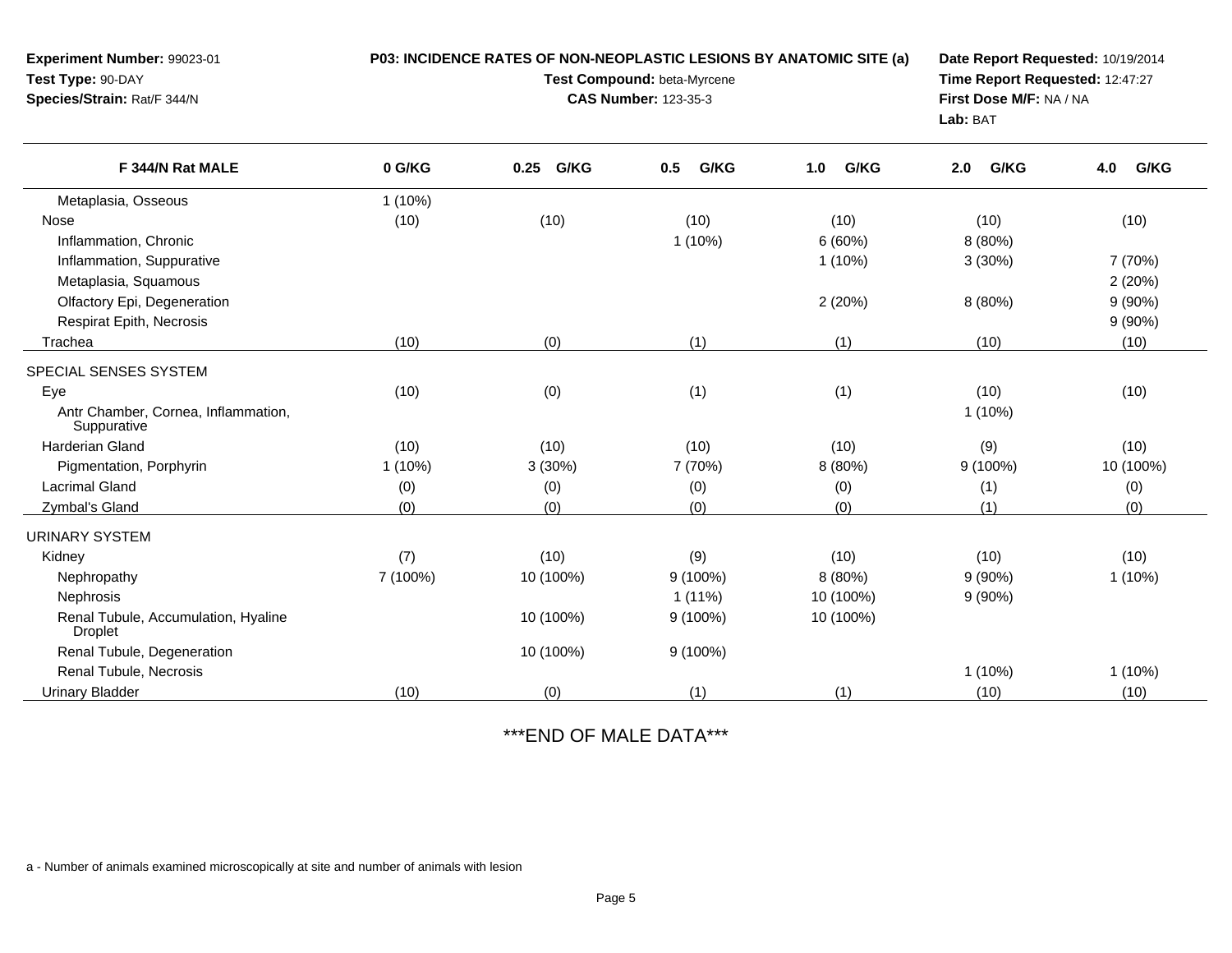**Experiment Number:** 99023-01
**Test Type:** 90-DAY
**Species/Strain:** Rat/F 344/N

**P03: INCIDENCE RATES OF NON-NEOPLASTIC LESIONS BY ANATOMIC SITE (a)**
**Test Compound:** beta-Myrcene
**CAS Number:** 123-35-3

**Date Report Requested:** 10/19/2014
**Time Report Requested:** 12:47:27
**First Dose M/F:** NA / NA
**Lab:** BAT

| F 344/N Rat MALE | 0 G/KG | 0.25 G/KG | 0.5 G/KG | 1.0 G/KG | 2.0 G/KG | 4.0 G/KG |
|---|---|---|---|---|---|---|
| Metaplasia, Osseous | 1 (10%) | | | | | |
| Nose | (10) | (10) | (10) | (10) | (10) | (10) |
| Inflammation, Chronic | | | 1 (10%) | 6 (60%) | 8 (80%) | |
| Inflammation, Suppurative | | | | 1 (10%) | 3 (30%) | 7 (70%) |
| Metaplasia, Squamous | | | | | | 2 (20%) |
| Olfactory Epi, Degeneration | | | | 2 (20%) | 8 (80%) | 9 (90%) |
| Respirat Epith, Necrosis | | | | | | 9 (90%) |
| Trachea | (10) | (0) | (1) | (1) | (10) | (10) |
| SPECIAL SENSES SYSTEM | | | | | | |
| Eye | (10) | (0) | (1) | (1) | (10) | (10) |
| Antr Chamber, Cornea, Inflammation, Suppurative | | | | | 1 (10%) | |
| Harderian Gland | (10) | (10) | (10) | (10) | (9) | (10) |
| Pigmentation, Porphyrin | 1 (10%) | 3 (30%) | 7 (70%) | 8 (80%) | 9 (100%) | 10 (100%) |
| Lacrimal Gland | (0) | (0) | (0) | (0) | (1) | (0) |
| Zymbal's Gland | (0) | (0) | (0) | (0) | (1) | (0) |
| URINARY SYSTEM | | | | | | |
| Kidney | (7) | (10) | (9) | (10) | (10) | (10) |
| Nephropathy | 7 (100%) | 10 (100%) | 9 (100%) | 8 (80%) | 9 (90%) | 1 (10%) |
| Nephrosis | | | 1 (11%) | 10 (100%) | 9 (90%) | |
| Renal Tubule, Accumulation, Hyaline Droplet | | 10 (100%) | 9 (100%) | 10 (100%) | | |
| Renal Tubule, Degeneration | | 10 (100%) | 9 (100%) | | | |
| Renal Tubule, Necrosis | | | | | 1 (10%) | 1 (10%) |
| Urinary Bladder | (10) | (0) | (1) | (1) | (10) | (10) |

***END OF MALE DATA***

a - Number of animals examined microscopically at site and number of animals with lesion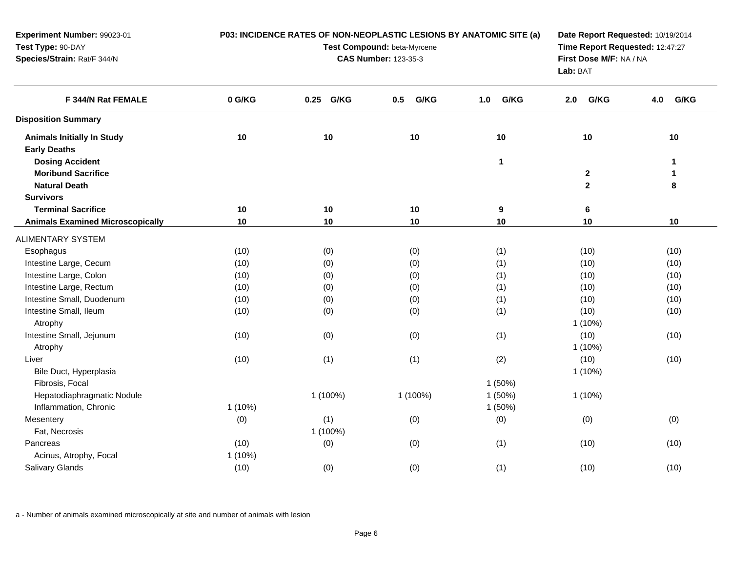**Experiment Number:** 99023-01
**Test Type:** 90-DAY
**Species/Strain:** Rat/F 344/N

**P03: INCIDENCE RATES OF NON-NEOPLASTIC LESIONS BY ANATOMIC SITE (a)**
**Test Compound:** beta-Myrcene
**CAS Number:** 123-35-3

**Date Report Requested:** 10/19/2014
**Time Report Requested:** 12:47:27
**First Dose M/F:** NA / NA
**Lab:** BAT

| F 344/N Rat FEMALE | 0 G/KG | 0.25 G/KG | 0.5 G/KG | 1.0 G/KG | 2.0 G/KG | 4.0 G/KG |
|---|---|---|---|---|---|---|
| **Disposition Summary** | | | | | | |
| **Animals Initially In Study** | 10 | 10 | 10 | 10 | 10 | 10 |
| **Early Deaths** | | | | | | |
| **Dosing Accident** | | | | 1 | | 1 |
| **Moribund Sacrifice** | | | | | 2 | 1 |
| **Natural Death** | | | | | 2 | 8 |
| **Survivors** | | | | | | |
| **Terminal Sacrifice** | 10 | 10 | 10 | 9 | 6 | |
| **Animals Examined Microscopically** | 10 | 10 | 10 | 10 | 10 | 10 |
| ALIMENTARY SYSTEM | | | | | | |
| Esophagus | (10) | (0) | (0) | (1) | (10) | (10) |
| Intestine Large, Cecum | (10) | (0) | (0) | (1) | (10) | (10) |
| Intestine Large, Colon | (10) | (0) | (0) | (1) | (10) | (10) |
| Intestine Large, Rectum | (10) | (0) | (0) | (1) | (10) | (10) |
| Intestine Small, Duodenum | (10) | (0) | (0) | (1) | (10) | (10) |
| Intestine Small, Ileum | (10) | (0) | (0) | (1) | (10) | (10) |
| Atrophy | | | | | 1 (10%) | |
| Intestine Small, Jejunum | (10) | (0) | (0) | (1) | (10) | (10) |
| Atrophy | | | | | 1 (10%) | |
| Liver | (10) | (1) | (1) | (2) | (10) | (10) |
| Bile Duct, Hyperplasia | | | | | 1 (10%) | |
| Fibrosis, Focal | | | | 1 (50%) | | |
| Hepatodiaphragmatic Nodule | | 1 (100%) | 1 (100%) | 1 (50%) | 1 (10%) | |
| Inflammation, Chronic | 1 (10%) | | | 1 (50%) | | |
| Mesentery | (0) | (1) | (0) | (0) | (0) | (0) |
| Fat, Necrosis | | 1 (100%) | | | | |
| Pancreas | (10) | (0) | (0) | (1) | (10) | (10) |
| Acinus, Atrophy, Focal | 1 (10%) | | | | | |
| Salivary Glands | (10) | (0) | (0) | (1) | (10) | (10) |

a - Number of animals examined microscopically at site and number of animals with lesion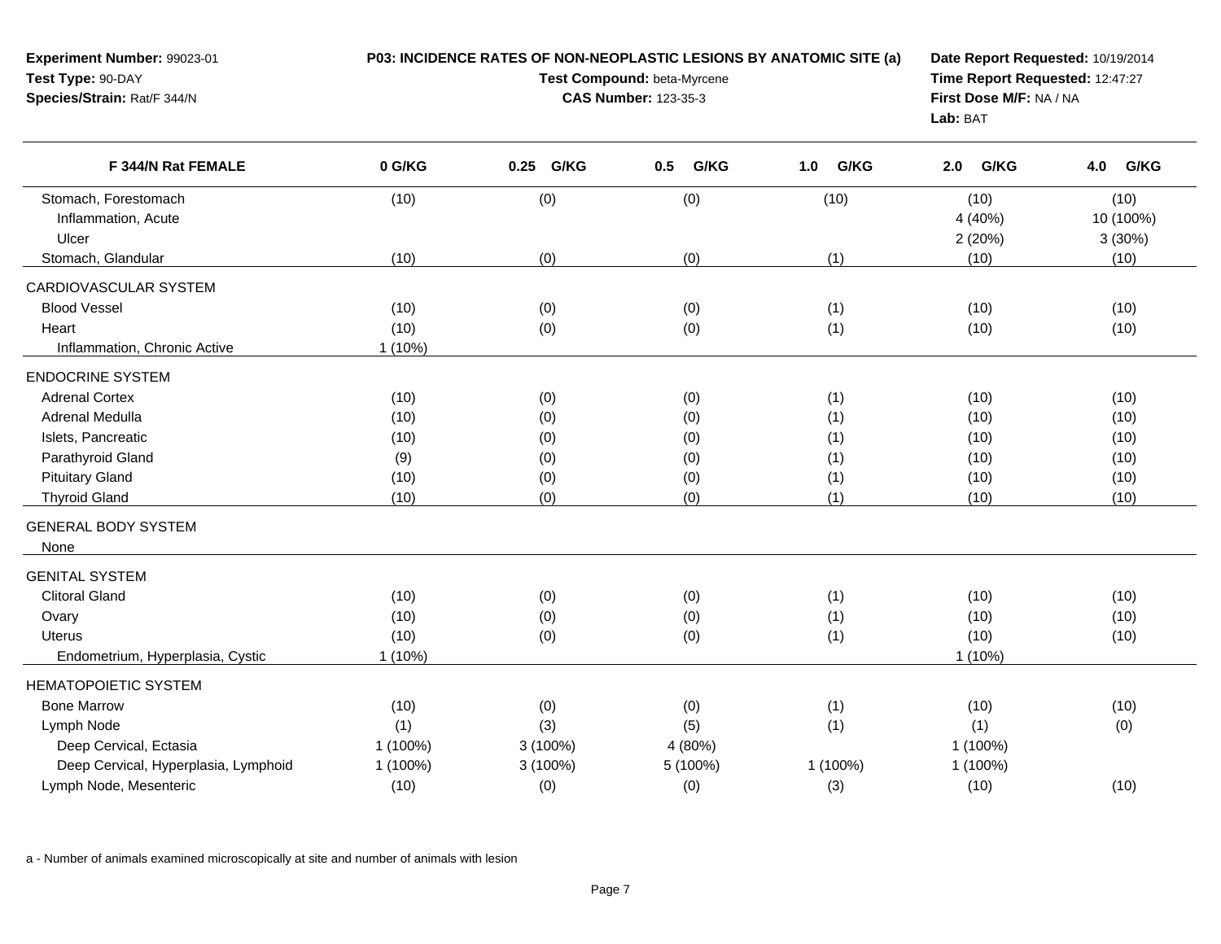**Experiment Number:** 99023-01
**Test Type:** 90-DAY
**Species/Strain:** Rat/F 344/N

**P03: INCIDENCE RATES OF NON-NEOPLASTIC LESIONS BY ANATOMIC SITE (a)**
**Test Compound:** beta-Myrcene
**CAS Number:** 123-35-3

**Date Report Requested:** 10/19/2014
**Time Report Requested:** 12:47:27
**First Dose M/F:** NA / NA
**Lab:** BAT

| F 344/N Rat FEMALE | 0 G/KG | 0.25 G/KG | 0.5 G/KG | 1.0 G/KG | 2.0 G/KG | 4.0 G/KG |
|---|---|---|---|---|---|---|
| Stomach, Forestomach | (10) | (0) | (0) | (10) | (10) | (10) |
| Inflammation, Acute | | | | | 4 (40%) | 10 (100%) |
| Ulcer | | | | | 2 (20%) | 3 (30%) |
| Stomach, Glandular | (10) | (0) | (0) | (1) | (10) | (10) |
| CARDIOVASCULAR SYSTEM | | | | | | |
| Blood Vessel | (10) | (0) | (0) | (1) | (10) | (10) |
| Heart | (10) | (0) | (0) | (1) | (10) | (10) |
| Inflammation, Chronic Active | 1 (10%) | | | | | |
| ENDOCRINE SYSTEM | | | | | | |
| Adrenal Cortex | (10) | (0) | (0) | (1) | (10) | (10) |
| Adrenal Medulla | (10) | (0) | (0) | (1) | (10) | (10) |
| Islets, Pancreatic | (10) | (0) | (0) | (1) | (10) | (10) |
| Parathyroid Gland | (9) | (0) | (0) | (1) | (10) | (10) |
| Pituitary Gland | (10) | (0) | (0) | (1) | (10) | (10) |
| Thyroid Gland | (10) | (0) | (0) | (1) | (10) | (10) |
| GENERAL BODY SYSTEM | | | | | | |
| None | | | | | | |
| GENITAL SYSTEM | | | | | | |
| Clitoral Gland | (10) | (0) | (0) | (1) | (10) | (10) |
| Ovary | (10) | (0) | (0) | (1) | (10) | (10) |
| Uterus | (10) | (0) | (0) | (1) | (10) | (10) |
| Endometrium, Hyperplasia, Cystic | 1 (10%) | | | | 1 (10%) | |
| HEMATOPOIETIC SYSTEM | | | | | | |
| Bone Marrow | (10) | (0) | (0) | (1) | (10) | (10) |
| Lymph Node | (1) | (3) | (5) | (1) | (1) | (0) |
| Deep Cervical, Ectasia | 1 (100%) | 3 (100%) | 4 (80%) | | 1 (100%) | |
| Deep Cervical, Hyperplasia, Lymphoid | 1 (100%) | 3 (100%) | 5 (100%) | 1 (100%) | 1 (100%) | |
| Lymph Node, Mesenteric | (10) | (0) | (0) | (3) | (10) | (10) |

a - Number of animals examined microscopically at site and number of animals with lesion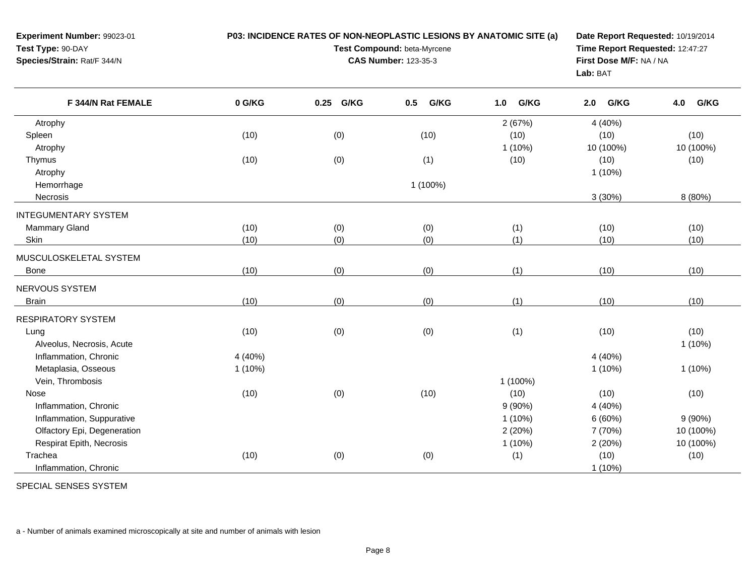**Experiment Number:** 99023-01
**Test Type:** 90-DAY
**Species/Strain:** Rat/F 344/N

**P03: INCIDENCE RATES OF NON-NEOPLASTIC LESIONS BY ANATOMIC SITE (a)**
**Test Compound:** beta-Myrcene
**CAS Number:** 123-35-3

**Date Report Requested:** 10/19/2014
**Time Report Requested:** 12:47:27
**First Dose M/F:** NA / NA
**Lab:** BAT

| F 344/N Rat FEMALE | 0 G/KG | 0.25 G/KG | 0.5 G/KG | 1.0 G/KG | 2.0 G/KG | 4.0 G/KG |
|---|---|---|---|---|---|---|
| Atrophy | | | | 2 (67%) | 4 (40%) | |
| Spleen | (10) | (0) | (10) | (10) | (10) | (10) |
| Atrophy | | | | 1 (10%) | 10 (100%) | 10 (100%) |
| Thymus | (10) | (0) | (1) | (10) | (10) | (10) |
| Atrophy | | | | | 1 (10%) | |
| Hemorrhage | | | 1 (100%) | | | |
| Necrosis | | | | | 3 (30%) | 8 (80%) |
| INTEGUMENTARY SYSTEM | | | | | | |
| Mammary Gland | (10) | (0) | (0) | (1) | (10) | (10) |
| Skin | (10) | (0) | (0) | (1) | (10) | (10) |
| MUSCULOSKELETAL SYSTEM | | | | | | |
| Bone | (10) | (0) | (0) | (1) | (10) | (10) |
| NERVOUS SYSTEM | | | | | | |
| Brain | (10) | (0) | (0) | (1) | (10) | (10) |
| RESPIRATORY SYSTEM | | | | | | |
| Lung | (10) | (0) | (0) | (1) | (10) | (10) |
| Alveolus, Necrosis, Acute | | | | | | 1 (10%) |
| Inflammation, Chronic | 4 (40%) | | | | 4 (40%) | |
| Metaplasia, Osseous | 1 (10%) | | | | 1 (10%) | 1 (10%) |
| Vein, Thrombosis | | | | 1 (100%) | | |
| Nose | (10) | (0) | (10) | (10) | (10) | (10) |
| Inflammation, Chronic | | | | 9 (90%) | 4 (40%) | |
| Inflammation, Suppurative | | | | 1 (10%) | 6 (60%) | 9 (90%) |
| Olfactory Epi, Degeneration | | | | 2 (20%) | 7 (70%) | 10 (100%) |
| Respirat Epith, Necrosis | | | | 1 (10%) | 2 (20%) | 10 (100%) |
| Trachea | (10) | (0) | (0) | (1) | (10) | (10) |
| Inflammation, Chronic | | | | | 1 (10%) | |
| SPECIAL SENSES SYSTEM | | | | | | |

a - Number of animals examined microscopically at site and number of animals with lesion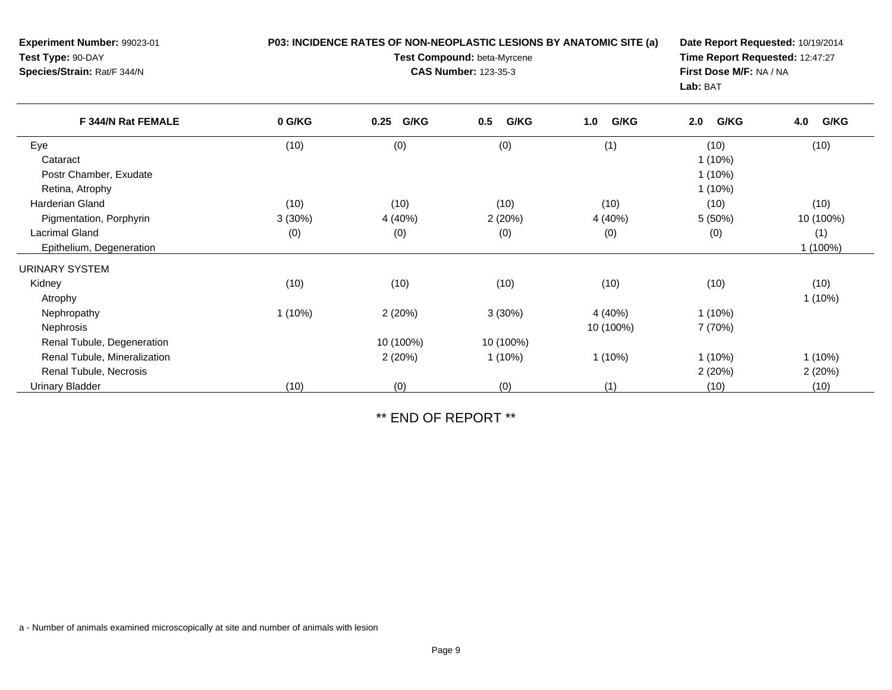**Experiment Number:** 99023-01
**Test Type:** 90-DAY
**Species/Strain:** Rat/F 344/N

**P03: INCIDENCE RATES OF NON-NEOPLASTIC LESIONS BY ANATOMIC SITE (a)**
**Test Compound:** beta-Myrcene
**CAS Number:** 123-35-3

**Date Report Requested:** 10/19/2014
**Time Report Requested:** 12:47:27
**First Dose M/F:** NA / NA
**Lab:** BAT

| F 344/N Rat FEMALE | 0 G/KG | 0.25 G/KG | 0.5 G/KG | 1.0 G/KG | 2.0 G/KG | 4.0 G/KG |
|---|---|---|---|---|---|---|
| Eye | (10) | (0) | (0) | (1) | (10) | (10) |
| Cataract | | | | | 1 (10%) | |
| Postr Chamber, Exudate | | | | | 1 (10%) | |
| Retina, Atrophy | | | | | 1 (10%) | |
| Harderian Gland | (10) | (10) | (10) | (10) | (10) | (10) |
| Pigmentation, Porphyrin | 3 (30%) | 4 (40%) | 2 (20%) | 4 (40%) | 5 (50%) | 10 (100%) |
| Lacrimal Gland | (0) | (0) | (0) | (0) | (0) | (1) |
| Epithelium, Degeneration | | | | | | 1 (100%) |
| URINARY SYSTEM | | | | | | |
| Kidney | (10) | (10) | (10) | (10) | (10) | (10) |
| Atrophy | | | | | | 1 (10%) |
| Nephropathy | 1 (10%) | 2 (20%) | 3 (30%) | 4 (40%) | 1 (10%) | |
| Nephrosis | | | | 10 (100%) | 7 (70%) | |
| Renal Tubule, Degeneration | | 10 (100%) | 10 (100%) | | | |
| Renal Tubule, Mineralization | | 2 (20%) | 1 (10%) | 1 (10%) | 1 (10%) | 1 (10%) |
| Renal Tubule, Necrosis | | | | | 2 (20%) | 2 (20%) |
| Urinary Bladder | (10) | (0) | (0) | (1) | (10) | (10) |

** END OF REPORT **

a - Number of animals examined microscopically at site and number of animals with lesion